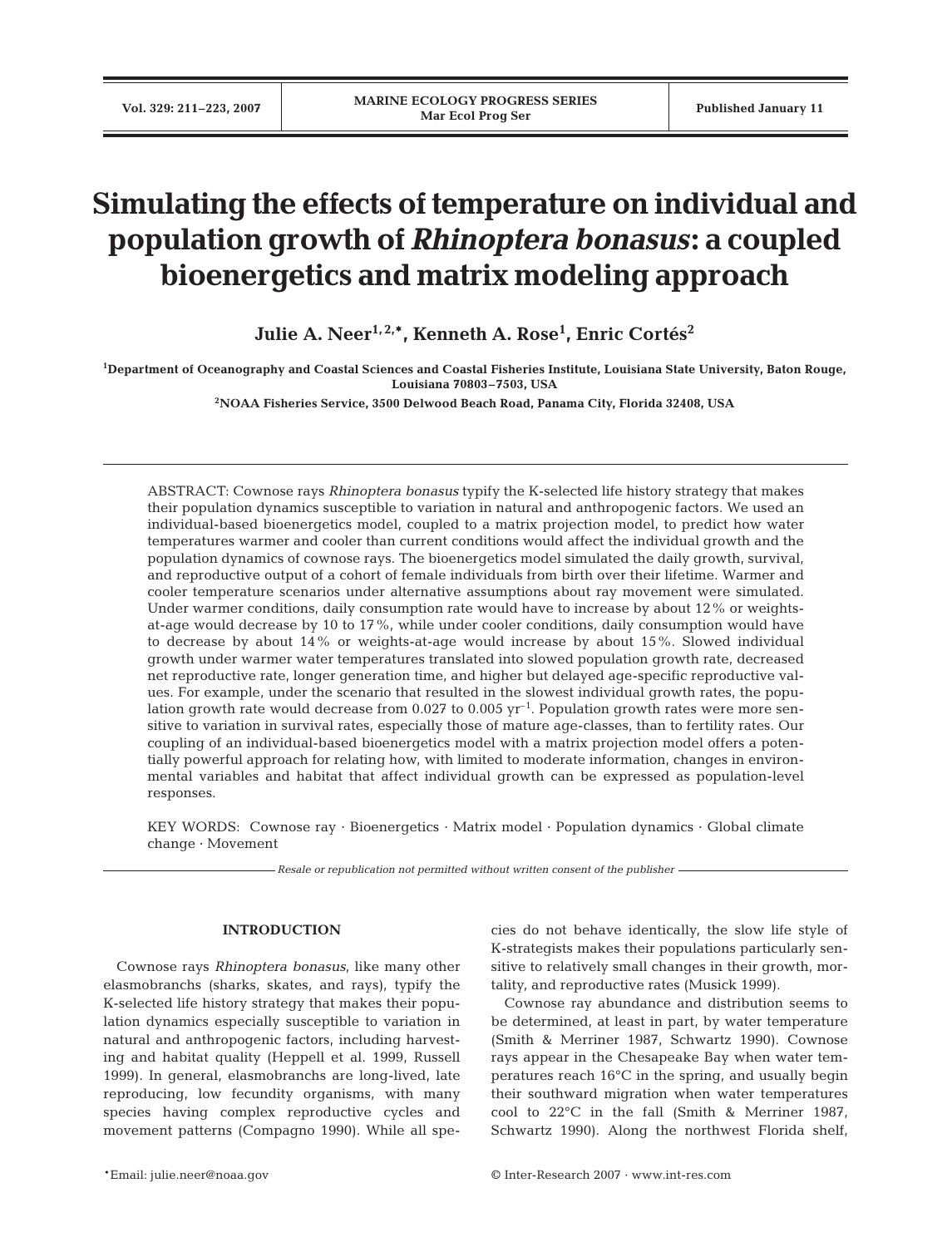# Simulating the effects of temperature on individual and population growth of *Rhinoptera bonasus*: a coupled bioenergetics and matrix modeling approach

**Julie A. Neer[1,2,*], Kenneth A. Rose[1], Enric Cortés[2]**

[1]Department of Oceanography and Coastal Sciences and Coastal Fisheries Institute, Louisiana State University, Baton Rouge, Louisiana 70803–7503, USA

[2]NOAA Fisheries Service, 3500 Delwood Beach Road, Panama City, Florida 32408, USA

ABSTRACT: Cownose rays *Rhinoptera bonasus* typify the K-selected life history strategy that makes their population dynamics susceptible to variation in natural and anthropogenic factors. We used an individual-based bioenergetics model, coupled to a matrix projection model, to predict how water temperatures warmer and cooler than current conditions would affect the individual growth and the population dynamics of cownose rays. The bioenergetics model simulated the daily growth, survival, and reproductive output of a cohort of female individuals from birth over their lifetime. Warmer and cooler temperature scenarios under alternative assumptions about ray movement were simulated. Under warmer conditions, daily consumption rate would have to increase by about 12% or weights-at-age would decrease by 10 to 17%, while under cooler conditions, daily consumption would have to decrease by about 14% or weights-at-age would increase by about 15%. Slowed individual growth under warmer water temperatures translated into slowed population growth rate, decreased net reproductive rate, longer generation time, and higher but delayed age-specific reproductive values. For example, under the scenario that resulted in the slowest individual growth rates, the population growth rate would decrease from 0.027 to 0.005 $yr^{-1}$. Population growth rates were more sensitive to variation in survival rates, especially those of mature age-classes, than to fertility rates. Our coupling of an individual-based bioenergetics model with a matrix projection model offers a potentially powerful approach for relating how, with limited to moderate information, changes in environmental variables and habitat that affect individual growth can be expressed as population-level responses.

KEY WORDS: Cownose ray · Bioenergetics · Matrix model · Population dynamics · Global climate change · Movement

*Resale or republication not permitted without written consent of the publisher*

## INTRODUCTION

Cownose rays *Rhinoptera bonasus*, like many other elasmobranchs (sharks, skates, and rays), typify the K-selected life history strategy that makes their population dynamics especially susceptible to variation in natural and anthropogenic factors, including harvesting and habitat quality (Heppell et al. 1999, Russell 1999). In general, elasmobranchs are long-lived, late reproducing, low fecundity organisms, with many species having complex reproductive cycles and movement patterns (Compagno 1990). While all species do not behave identically, the slow life style of K-strategists makes their populations particularly sensitive to relatively small changes in their growth, mortality, and reproductive rates (Musick 1999).

Cownose ray abundance and distribution seems to be determined, at least in part, by water temperature (Smith & Merriner 1987, Schwartz 1990). Cownose rays appear in the Chesapeake Bay when water temperatures reach 16°C in the spring, and usually begin their southward migration when water temperatures cool to 22°C in the fall (Smith & Merriner 1987, Schwartz 1990). Along the northwest Florida shelf,

*Email: julie.neer@noaa.gov

© Inter-Research 2007 · www.int-res.com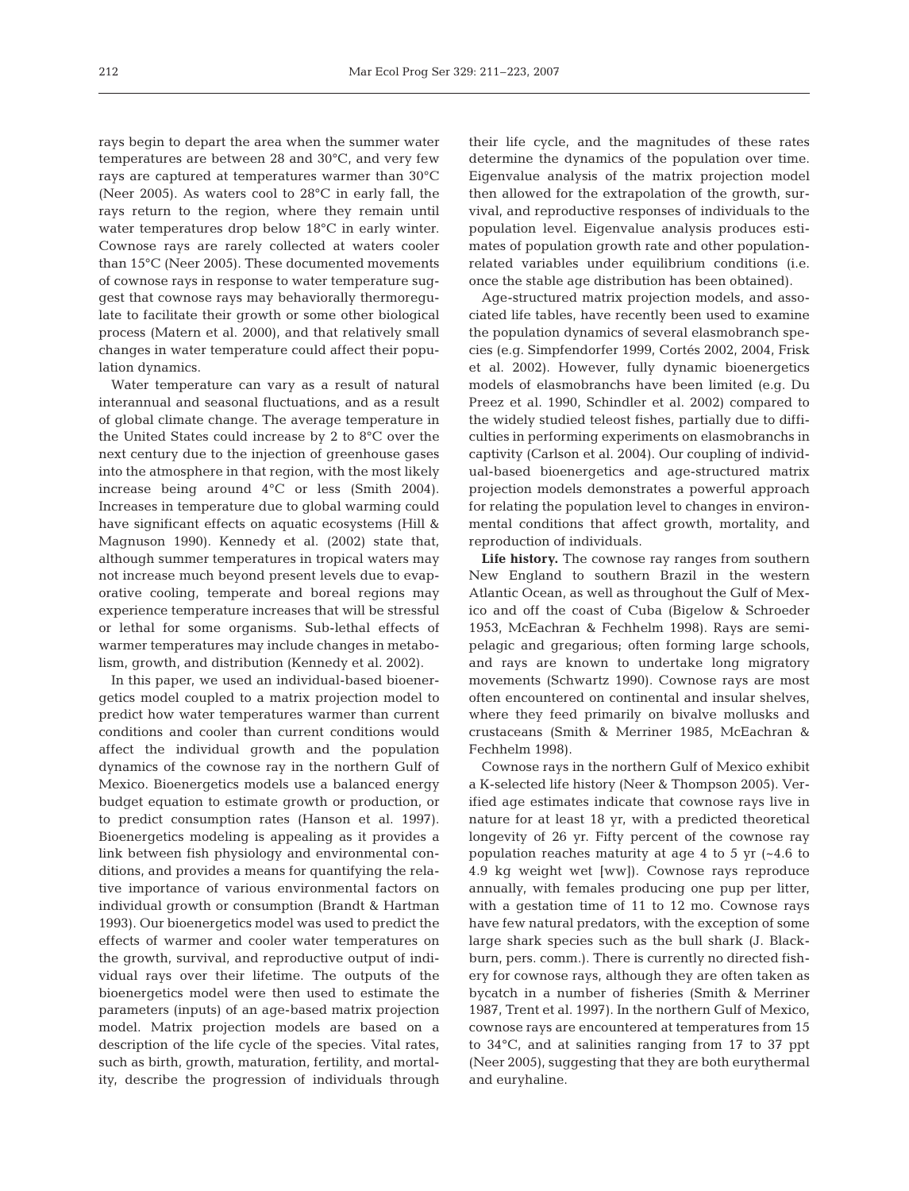rays begin to depart the area when the summer water temperatures are between 28 and 30°C, and very few rays are captured at temperatures warmer than 30°C (Neer 2005). As waters cool to 28°C in early fall, the rays return to the region, where they remain until water temperatures drop below 18°C in early winter. Cownose rays are rarely collected at waters cooler than 15°C (Neer 2005). These documented movements of cownose rays in response to water temperature suggest that cownose rays may behaviorally thermoregulate to facilitate their growth or some other biological process (Matern et al. 2000), and that relatively small changes in water temperature could affect their population dynamics.

Water temperature can vary as a result of natural interannual and seasonal fluctuations, and as a result of global climate change. The average temperature in the United States could increase by 2 to 8°C over the next century due to the injection of greenhouse gases into the atmosphere in that region, with the most likely increase being around 4°C or less (Smith 2004). Increases in temperature due to global warming could have significant effects on aquatic ecosystems (Hill & Magnuson 1990). Kennedy et al. (2002) state that, although summer temperatures in tropical waters may not increase much beyond present levels due to evaporative cooling, temperate and boreal regions may experience temperature increases that will be stressful or lethal for some organisms. Sub-lethal effects of warmer temperatures may include changes in metabolism, growth, and distribution (Kennedy et al. 2002).

In this paper, we used an individual-based bioenergetics model coupled to a matrix projection model to predict how water temperatures warmer than current conditions and cooler than current conditions would affect the individual growth and the population dynamics of the cownose ray in the northern Gulf of Mexico. Bioenergetics models use a balanced energy budget equation to estimate growth or production, or to predict consumption rates (Hanson et al. 1997). Bioenergetics modeling is appealing as it provides a link between fish physiology and environmental conditions, and provides a means for quantifying the relative importance of various environmental factors on individual growth or consumption (Brandt & Hartman 1993). Our bioenergetics model was used to predict the effects of warmer and cooler water temperatures on the growth, survival, and reproductive output of individual rays over their lifetime. The outputs of the bioenergetics model were then used to estimate the parameters (inputs) of an age-based matrix projection model. Matrix projection models are based on a description of the life cycle of the species. Vital rates, such as birth, growth, maturation, fertility, and mortality, describe the progression of individuals through their life cycle, and the magnitudes of these rates determine the dynamics of the population over time. Eigenvalue analysis of the matrix projection model then allowed for the extrapolation of the growth, survival, and reproductive responses of individuals to the population level. Eigenvalue analysis produces estimates of population growth rate and other population-related variables under equilibrium conditions (i.e. once the stable age distribution has been obtained).

Age-structured matrix projection models, and associated life tables, have recently been used to examine the population dynamics of several elasmobranch species (e.g. Simpfendorfer 1999, Cortés 2002, 2004, Frisk et al. 2002). However, fully dynamic bioenergetics models of elasmobranchs have been limited (e.g. Du Preez et al. 1990, Schindler et al. 2002) compared to the widely studied teleost fishes, partially due to difficulties in performing experiments on elasmobranchs in captivity (Carlson et al. 2004). Our coupling of individual-based bioenergetics and age-structured matrix projection models demonstrates a powerful approach for relating the population level to changes in environmental conditions that affect growth, mortality, and reproduction of individuals.

**Life history.** The cownose ray ranges from southern New England to southern Brazil in the western Atlantic Ocean, as well as throughout the Gulf of Mexico and off the coast of Cuba (Bigelow & Schroeder 1953, McEachran & Fechhelm 1998). Rays are semipelagic and gregarious; often forming large schools, and rays are known to undertake long migratory movements (Schwartz 1990). Cownose rays are most often encountered on continental and insular shelves, where they feed primarily on bivalve mollusks and crustaceans (Smith & Merriner 1985, McEachran & Fechhelm 1998).

Cownose rays in the northern Gulf of Mexico exhibit a K-selected life history (Neer & Thompson 2005). Verified age estimates indicate that cownose rays live in nature for at least 18 yr, with a predicted theoretical longevity of 26 yr. Fifty percent of the cownose ray population reaches maturity at age 4 to 5 yr (~4.6 to 4.9 kg weight wet [ww]). Cownose rays reproduce annually, with females producing one pup per litter, with a gestation time of 11 to 12 mo. Cownose rays have few natural predators, with the exception of some large shark species such as the bull shark (J. Blackburn, pers. comm.). There is currently no directed fishery for cownose rays, although they are often taken as bycatch in a number of fisheries (Smith & Merriner 1987, Trent et al. 1997). In the northern Gulf of Mexico, cownose rays are encountered at temperatures from 15 to 34°C, and at salinities ranging from 17 to 37 ppt (Neer 2005), suggesting that they are both eurythermal and euryhaline.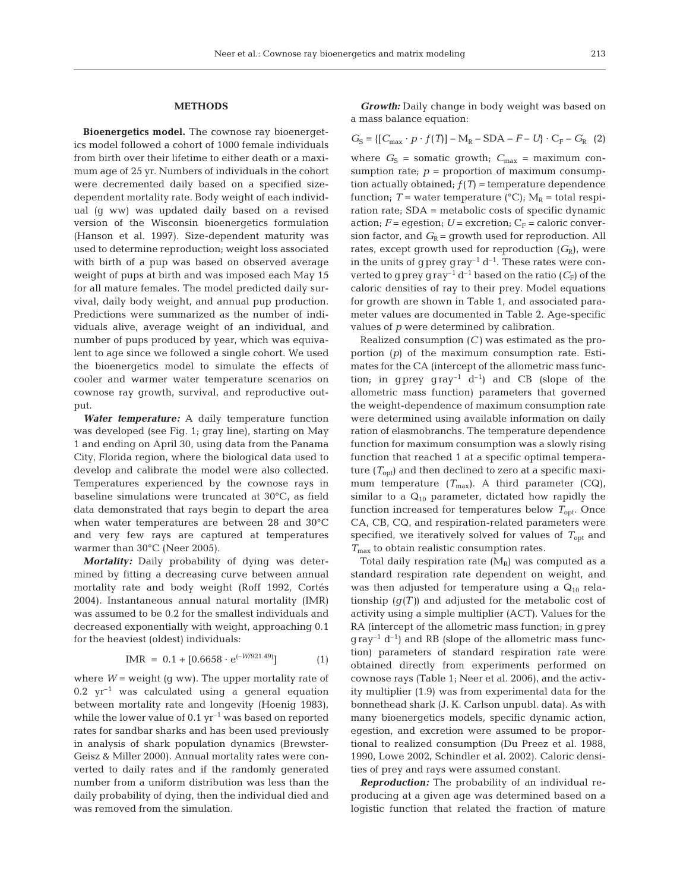## METHODS

**Bioenergetics model.** The cownose ray bioenergetics model followed a cohort of 1000 female individuals from birth over their lifetime to either death or a maximum age of 25 yr. Numbers of individuals in the cohort were decremented daily based on a specified size-dependent mortality rate. Body weight of each individual (g ww) was updated daily based on a revised version of the Wisconsin bioenergetics formulation (Hanson et al. 1997). Size-dependent maturity was used to determine reproduction; weight loss associated with birth of a pup was based on observed average weight of pups at birth and was imposed each May 15 for all mature females. The model predicted daily survival, daily body weight, and annual pup production. Predictions were summarized as the number of individuals alive, average weight of an individual, and number of pups produced by year, which was equivalent to age since we followed a single cohort. We used the bioenergetics model to simulate the effects of cooler and warmer water temperature scenarios on cownose ray growth, survival, and reproductive output.

***Water temperature:*** A daily temperature function was developed (see Fig. 1; gray line), starting on May 1 and ending on April 30, using data from the Panama City, Florida region, where the biological data used to develop and calibrate the model were also collected. Temperatures experienced by the cownose rays in baseline simulations were truncated at 30°C, as field data demonstrated that rays begin to depart the area when water temperatures are between 28 and 30°C and very few rays are captured at temperatures warmer than 30°C (Neer 2005).

***Mortality:*** Daily probability of dying was determined by fitting a decreasing curve between annual mortality rate and body weight (Roff 1992, Cortés 2004). Instantaneous annual natural mortality (IMR) was assumed to be 0.2 for the smallest individuals and decreased exponentially with weight, approaching 0.1 for the heaviest (oldest) individuals:

$$\mathrm{IMR} = 0.1 + [0.6658 \cdot e^{(-W/921.49)}] \quad (1)$$

where $W$ = weight (g ww). The upper mortality rate of 0.2 $\mathrm{yr}^{-1}$ was calculated using a general equation between mortality rate and longevity (Hoenig 1983), while the lower value of 0.1 $\mathrm{yr}^{-1}$ was based on reported rates for sandbar sharks and has been used previously in analysis of shark population dynamics (Brewster-Geisz & Miller 2000). Annual mortality rates were converted to daily rates and if the randomly generated number from a uniform distribution was less than the daily probability of dying, then the individual died and was removed from the simulation.

***Growth:*** Daily change in body weight was based on a mass balance equation:

$$G_S = \{[C_{max} \cdot p \cdot f(T)] - M_R - \mathrm{SDA} - F - U\} \cdot C_F - G_R \quad (2)$$

where $G_S$ = somatic growth; $C_{max}$ = maximum consumption rate; $p$ = proportion of maximum consumption actually obtained; $f(T)$ = temperature dependence function; $T$ = water temperature (°C); $M_R$ = total respiration rate; SDA = metabolic costs of specific dynamic action; $F$ = egestion; $U$ = excretion; $C_F$ = caloric conversion factor, and $G_R$ = growth used for reproduction. All rates, except growth used for reproduction ($G_R$), were in the units of g prey g ray$^{-1}$ d$^{-1}$. These rates were converted to g prey g ray$^{-1}$ d$^{-1}$ based on the ratio ($C_F$) of the caloric densities of ray to their prey. Model equations for growth are shown in Table 1, and associated parameter values are documented in Table 2. Age-specific values of $p$ were determined by calibration.

Realized consumption ($C$) was estimated as the proportion ($p$) of the maximum consumption rate. Estimates for the CA (intercept of the allometric mass function; in g prey g ray$^{-1}$ d$^{-1}$) and CB (slope of the allometric mass function) parameters that governed the weight-dependence of maximum consumption rate were determined using available information on daily ration of elasmobranchs. The temperature dependence function for maximum consumption was a slowly rising function that reached 1 at a specific optimal temperature ($T_{opt}$) and then declined to zero at a specific maximum temperature ($T_{max}$). A third parameter (CQ), similar to a $Q_{10}$ parameter, dictated how rapidly the function increased for temperatures below $T_{opt}$. Once CA, CB, CQ, and respiration-related parameters were specified, we iteratively solved for values of $T_{opt}$ and $T_{max}$ to obtain realistic consumption rates.

Total daily respiration rate ($M_R$) was computed as a standard respiration rate dependent on weight, and was then adjusted for temperature using a $Q_{10}$ relationship ($g(T)$) and adjusted for the metabolic cost of activity using a simple multiplier (ACT). Values for the RA (intercept of the allometric mass function; in g prey g ray$^{-1}$ d$^{-1}$) and RB (slope of the allometric mass function) parameters of standard respiration rate were obtained directly from experiments performed on cownose rays (Table 1; Neer et al. 2006), and the activity multiplier (1.9) was from experimental data for the bonnethead shark (J. K. Carlson unpubl. data). As with many bioenergetics models, specific dynamic action, egestion, and excretion were assumed to be proportional to realized consumption (Du Preez et al. 1988, 1990, Lowe 2002, Schindler et al. 2002). Caloric densities of prey and rays were assumed constant.

***Reproduction:*** The probability of an individual reproducing at a given age was determined based on a logistic function that related the fraction of mature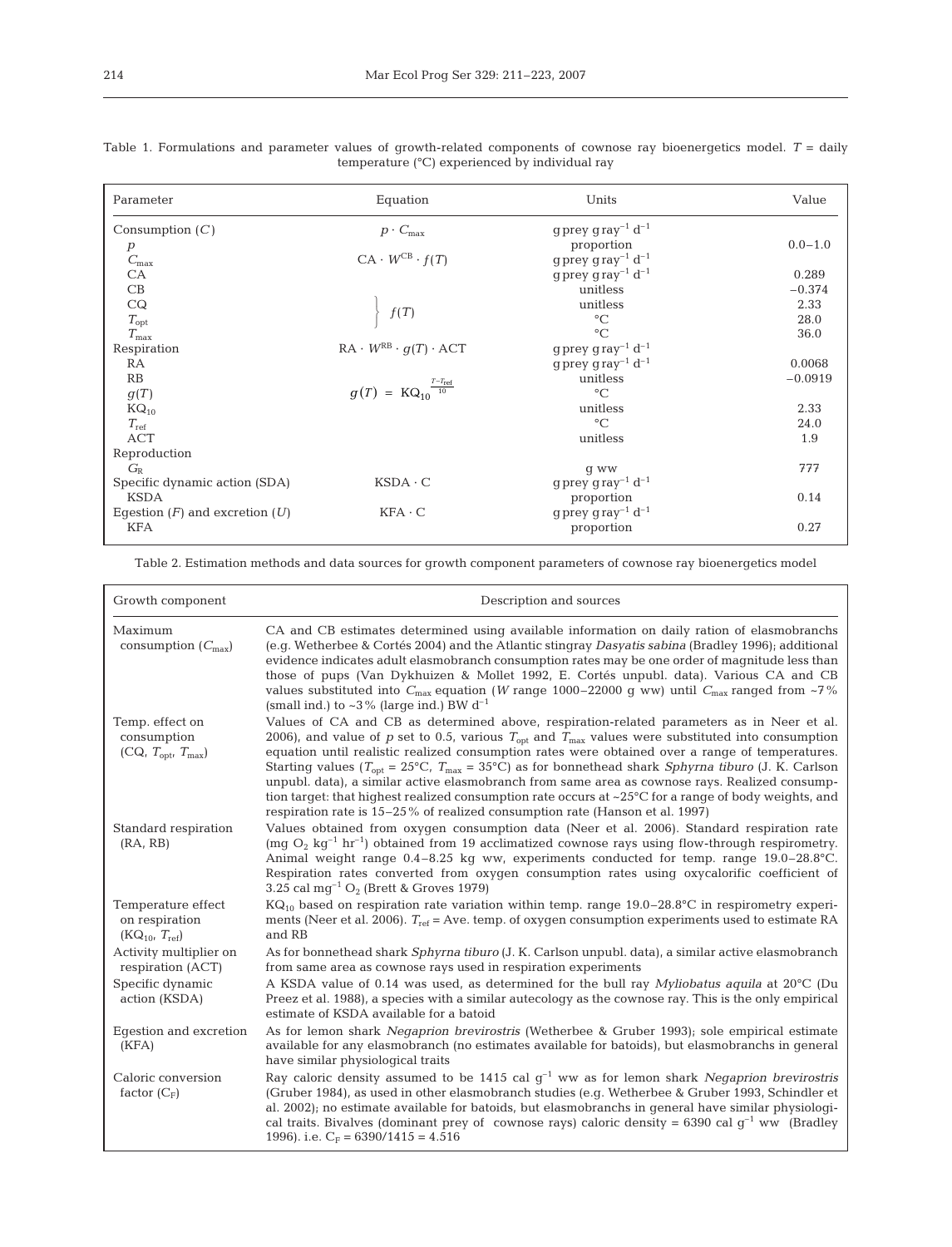Table 1. Formulations and parameter values of growth-related components of cownose ray bioenergetics model. $T$ = daily temperature (°C) experienced by individual ray

| Parameter | Equation | Units | Value |
|---|---|---|---|
| Consumption ($C$) | $p \cdot C_{max}$ | g prey g ray$^{-1}$ d$^{-1}$ | |
| $p$ | | proportion | 0.0–1.0 |
| $C_{max}$ | $CA \cdot W^{CB} \cdot f(T)$ | g prey g ray$^{-1}$ d$^{-1}$ | |
| CA | | g prey g ray$^{-1}$ d$^{-1}$ | 0.289 |
| CB | | unitless | −0.374 |
| CQ | $f(T)$ | unitless | 2.33 |
| $T_{opt}$ | | °C | 28.0 |
| $T_{max}$ | | °C | 36.0 |
| Respiration | $RA \cdot W^{RB} \cdot g(T) \cdot ACT$ | g prey g ray$^{-1}$ d$^{-1}$ | |
| RA | | g prey g ray$^{-1}$ d$^{-1}$ | 0.0068 |
| RB | | unitless | −0.0919 |
| $g(T)$ | $g(T) = KQ_{10}^{\frac{T-T_{ref}}{10}}$ | °C | |
| $KQ_{10}$ | | unitless | 2.33 |
| $T_{ref}$ | | °C | 24.0 |
| ACT | | unitless | 1.9 |
| Reproduction | | | |
| $G_R$ | | g ww | 777 |
| Specific dynamic action (SDA) | $KSDA \cdot C$ | g prey g ray$^{-1}$ d$^{-1}$ | |
| KSDA | | proportion | 0.14 |
| Egestion ($F$) and excretion ($U$) | $KFA \cdot C$ | g prey g ray$^{-1}$ d$^{-1}$ | |
| KFA | | proportion | 0.27 |

Table 2. Estimation methods and data sources for growth component parameters of cownose ray bioenergetics model

| Growth component | Description and sources |
|---|---|
| Maximum consumption ($C_{max}$) | CA and CB estimates determined using available information on daily ration of elasmobranchs (e.g. Wetherbee & Cortés 2004) and the Atlantic stingray *Dasyatis sabina* (Bradley 1996); additional evidence indicates adult elasmobranch consumption rates may be one order of magnitude less than those of pups (Van Dykhuizen & Mollet 1992, E. Cortés unpubl. data). Various CA and CB values substituted into $C_{max}$ equation ($W$ range 1000–22000 g ww) until $C_{max}$ ranged from ~7% (small ind.) to ~3% (large ind.) BW d$^{-1}$ |
| Temp. effect on consumption (CQ, $T_{opt}$, $T_{max}$) | Values of CA and CB as determined above, respiration-related parameters as in Neer et al. 2006), and value of $p$ set to 0.5, various $T_{opt}$ and $T_{max}$ values were substituted into consumption equation until realistic realized consumption rates were obtained over a range of temperatures. Starting values ($T_{opt}$ = 25°C, $T_{max}$ = 35°C) as for bonnethead shark *Sphyrna tiburo* (J. K. Carlson unpubl. data), a similar active elasmobranch from same area as cownose rays. Realized consumption target: that highest realized consumption rate occurs at ~25°C for a range of body weights, and respiration rate is 15–25% of realized consumption rate (Hanson et al. 1997) |
| Standard respiration (RA, RB) | Values obtained from oxygen consumption data (Neer et al. 2006). Standard respiration rate (mg $O_2$ kg$^{-1}$ hr$^{-1}$) obtained from 19 acclimatized cownose rays using flow-through respirometry. Animal weight range 0.4–8.25 kg ww, experiments conducted for temp. range 19.0–28.8°C. Respiration rates converted from oxygen consumption rates using oxycalorific coefficient of 3.25 cal mg$^{-1}$ $O_2$ (Brett & Groves 1979) |
| Temperature effect on respiration ($KQ_{10}$, $T_{ref}$) | $KQ_{10}$ based on respiration rate variation within temp. range 19.0–28.8°C in respirometry experiments (Neer et al. 2006). $T_{ref}$ = Ave. temp. of oxygen consumption experiments used to estimate RA and RB |
| Activity multiplier on respiration (ACT) | As for bonnethead shark *Sphyrna tiburo* (J. K. Carlson unpubl. data), a similar active elasmobranch from same area as cownose rays used in respiration experiments |
| Specific dynamic action (KSDA) | A KSDA value of 0.14 was used, as determined for the bull ray *Myliobatus aquila* at 20°C (Du Preez et al. 1988), a species with a similar autecology as the cownose ray. This is the only empirical estimate of KSDA available for a batoid |
| Egestion and excretion (KFA) | As for lemon shark *Negaprion brevirostris* (Wetherbee & Gruber 1993); sole empirical estimate available for any elasmobranch (no estimates available for batoids), but elasmobranchs in general have similar physiological traits |
| Caloric conversion factor ($C_F$) | Ray caloric density assumed to be 1415 cal g$^{-1}$ ww as for lemon shark *Negaprion brevirostris* (Gruber 1984), as used in other elasmobranch studies (e.g. Wetherbee & Gruber 1993, Schindler et al. 2002); no estimate available for batoids, but elasmobranchs in general have similar physiological traits. Bivalves (dominant prey of cownose rays) caloric density = 6390 cal g$^{-1}$ ww (Bradley 1996). i.e. $C_F$ = 6390/1415 = 4.516 |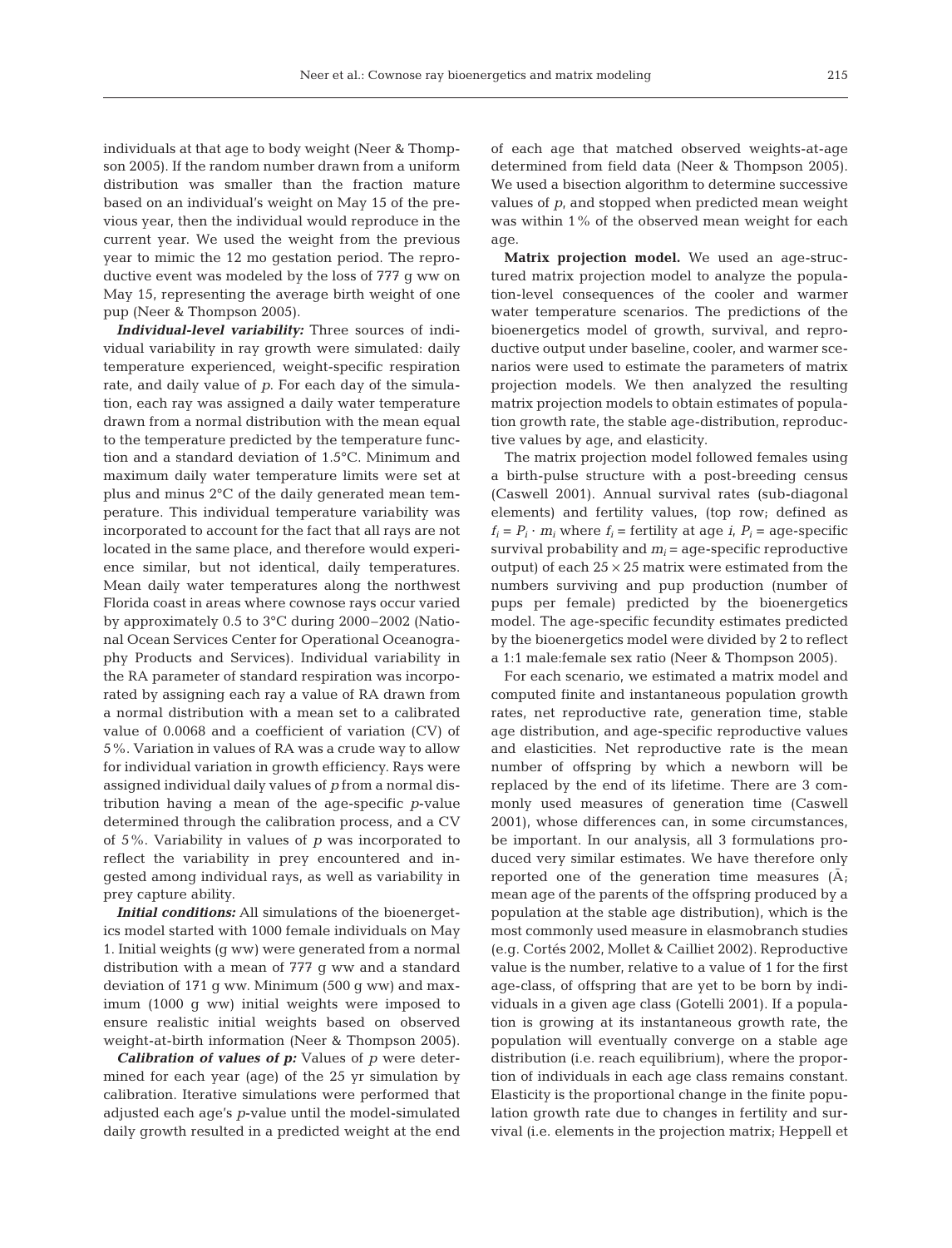individuals at that age to body weight (Neer & Thompson 2005). If the random number drawn from a uniform distribution was smaller than the fraction mature based on an individual's weight on May 15 of the previous year, then the individual would reproduce in the current year. We used the weight from the previous year to mimic the 12 mo gestation period. The reproductive event was modeled by the loss of 777 g ww on May 15, representing the average birth weight of one pup (Neer & Thompson 2005).

***Individual-level variability:*** Three sources of individual variability in ray growth were simulated: daily temperature experienced, weight-specific respiration rate, and daily value of *p*. For each day of the simulation, each ray was assigned a daily water temperature drawn from a normal distribution with the mean equal to the temperature predicted by the temperature function and a standard deviation of 1.5°C. Minimum and maximum daily water temperature limits were set at plus and minus 2°C of the daily generated mean temperature. This individual temperature variability was incorporated to account for the fact that all rays are not located in the same place, and therefore would experience similar, but not identical, daily temperatures. Mean daily water temperatures along the northwest Florida coast in areas where cownose rays occur varied by approximately 0.5 to 3°C during 2000–2002 (National Ocean Services Center for Operational Oceanography Products and Services). Individual variability in the RA parameter of standard respiration was incorporated by assigning each ray a value of RA drawn from a normal distribution with a mean set to a calibrated value of 0.0068 and a coefficient of variation (CV) of 5%. Variation in values of RA was a crude way to allow for individual variation in growth efficiency. Rays were assigned individual daily values of *p* from a normal distribution having a mean of the age-specific *p*-value determined through the calibration process, and a CV of 5%. Variability in values of *p* was incorporated to reflect the variability in prey encountered and ingested among individual rays, as well as variability in prey capture ability.

***Initial conditions:*** All simulations of the bioenergetics model started with 1000 female individuals on May 1. Initial weights (g ww) were generated from a normal distribution with a mean of 777 g ww and a standard deviation of 171 g ww. Minimum (500 g ww) and maximum (1000 g ww) initial weights were imposed to ensure realistic initial weights based on observed weight-at-birth information (Neer & Thompson 2005).

***Calibration of values of p:*** Values of *p* were determined for each year (age) of the 25 yr simulation by calibration. Iterative simulations were performed that adjusted each age's *p*-value until the model-simulated daily growth resulted in a predicted weight at the end of each age that matched observed weights-at-age determined from field data (Neer & Thompson 2005). We used a bisection algorithm to determine successive values of *p*, and stopped when predicted mean weight was within 1% of the observed mean weight for each age.

**Matrix projection model.** We used an age-structured matrix projection model to analyze the population-level consequences of the cooler and warmer water temperature scenarios. The predictions of the bioenergetics model of growth, survival, and reproductive output under baseline, cooler, and warmer scenarios were used to estimate the parameters of matrix projection models. We then analyzed the resulting matrix projection models to obtain estimates of population growth rate, the stable age-distribution, reproductive values by age, and elasticity.

The matrix projection model followed females using a birth-pulse structure with a post-breeding census (Caswell 2001). Annual survival rates (sub-diagonal elements) and fertility values, (top row; defined as $f_i = P_i \cdot m_i$ where $f_i$ = fertility at age *i*, $P_i$ = age-specific survival probability and $m_i$ = age-specific reproductive output) of each $25 \times 25$ matrix were estimated from the numbers surviving and pup production (number of pups per female) predicted by the bioenergetics model. The age-specific fecundity estimates predicted by the bioenergetics model were divided by 2 to reflect a 1:1 male:female sex ratio (Neer & Thompson 2005).

For each scenario, we estimated a matrix model and computed finite and instantaneous population growth rates, net reproductive rate, generation time, stable age distribution, and age-specific reproductive values and elasticities. Net reproductive rate is the mean number of offspring by which a newborn will be replaced by the end of its lifetime. There are 3 commonly used measures of generation time (Caswell 2001), whose differences can, in some circumstances, be important. In our analysis, all 3 formulations produced very similar estimates. We have therefore only reported one of the generation time measures ($\bar{A}$; mean age of the parents of the offspring produced by a population at the stable age distribution), which is the most commonly used measure in elasmobranch studies (e.g. Cortés 2002, Mollet & Cailliet 2002). Reproductive value is the number, relative to a value of 1 for the first age-class, of offspring that are yet to be born by individuals in a given age class (Gotelli 2001). If a population is growing at its instantaneous growth rate, the population will eventually converge on a stable age distribution (i.e. reach equilibrium), where the proportion of individuals in each age class remains constant. Elasticity is the proportional change in the finite population growth rate due to changes in fertility and survival (i.e. elements in the projection matrix; Heppell et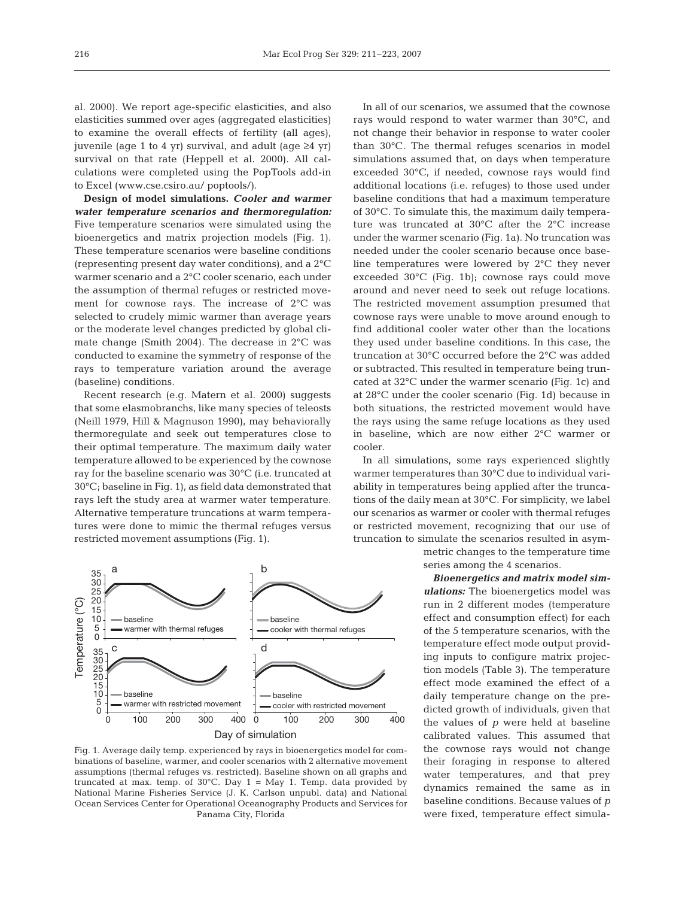al. 2000). We report age-specific elasticities, and also elasticities summed over ages (aggregated elasticities) to examine the overall effects of fertility (all ages), juvenile (age 1 to 4 yr) survival, and adult (age ≥4 yr) survival on that rate (Heppell et al. 2000). All calculations were completed using the PopTools add-in to Excel (www.cse.csiro.au/ poptools/).

**Design of model simulations.** ***Cooler and warmer water temperature scenarios and thermoregulation:*** Five temperature scenarios were simulated using the bioenergetics and matrix projection models (Fig. 1). These temperature scenarios were baseline conditions (representing present day water conditions), and a 2°C warmer scenario and a 2°C cooler scenario, each under the assumption of thermal refuges or restricted movement for cownose rays. The increase of 2°C was selected to crudely mimic warmer than average years or the moderate level changes predicted by global climate change (Smith 2004). The decrease in 2°C was conducted to examine the symmetry of response of the rays to temperature variation around the average (baseline) conditions.

Recent research (e.g. Matern et al. 2000) suggests that some elasmobranchs, like many species of teleosts (Neill 1979, Hill & Magnuson 1990), may behaviorally thermoregulate and seek out temperatures close to their optimal temperature. The maximum daily water temperature allowed to be experienced by the cownose ray for the baseline scenario was 30°C (i.e. truncated at 30°C; baseline in Fig. 1), as field data demonstrated that rays left the study area at warmer water temperature. Alternative temperature truncations at warm temperatures were done to mimic the thermal refuges versus restricted movement assumptions (Fig. 1).

Fig. 1. Average daily temp. experienced by rays in bioenergetics model for combinations of baseline, warmer, and cooler scenarios with 2 alternative movement assumptions (thermal refuges vs. restricted). Baseline shown on all graphs and truncated at max. temp. of 30°C. Day 1 = May 1. Temp. data provided by National Marine Fisheries Service (J. K. Carlson unpubl. data) and National Ocean Services Center for Operational Oceanography Products and Services for Panama City, Florida

In all of our scenarios, we assumed that the cownose rays would respond to water warmer than 30°C, and not change their behavior in response to water cooler than 30°C. The thermal refuges scenarios in model simulations assumed that, on days when temperature exceeded 30°C, if needed, cownose rays would find additional locations (i.e. refuges) to those used under baseline conditions that had a maximum temperature of 30°C. To simulate this, the maximum daily temperature was truncated at 30°C after the 2°C increase under the warmer scenario (Fig. 1a). No truncation was needed under the cooler scenario because once baseline temperatures were lowered by 2°C they never exceeded 30°C (Fig. 1b); cownose rays could move around and never need to seek out refuge locations. The restricted movement assumption presumed that cownose rays were unable to move around enough to find additional cooler water other than the locations they used under baseline conditions. In this case, the truncation at 30°C occurred before the 2°C was added or subtracted. This resulted in temperature being truncated at 32°C under the warmer scenario (Fig. 1c) and at 28°C under the cooler scenario (Fig. 1d) because in both situations, the restricted movement would have the rays using the same refuge locations as they used in baseline, which are now either 2°C warmer or cooler.

In all simulations, some rays experienced slightly warmer temperatures than 30°C due to individual variability in temperatures being applied after the truncations of the daily mean at 30°C. For simplicity, we label our scenarios as warmer or cooler with thermal refuges or restricted movement, recognizing that our use of truncation to simulate the scenarios resulted in asymmetric changes to the temperature time series among the 4 scenarios.

***Bioenergetics and matrix model simulations:*** The bioenergetics model was run in 2 different modes (temperature effect and consumption effect) for each of the 5 temperature scenarios, with the temperature effect mode output providing inputs to configure matrix projection models (Table 3). The temperature effect mode examined the effect of a daily temperature change on the predicted growth of individuals, given that the values of $p$ were held at baseline calibrated values. This assumed that the cownose rays would not change their foraging in response to altered water temperatures, and that prey dynamics remained the same as in baseline conditions. Because values of $p$ were fixed, temperature effect simula-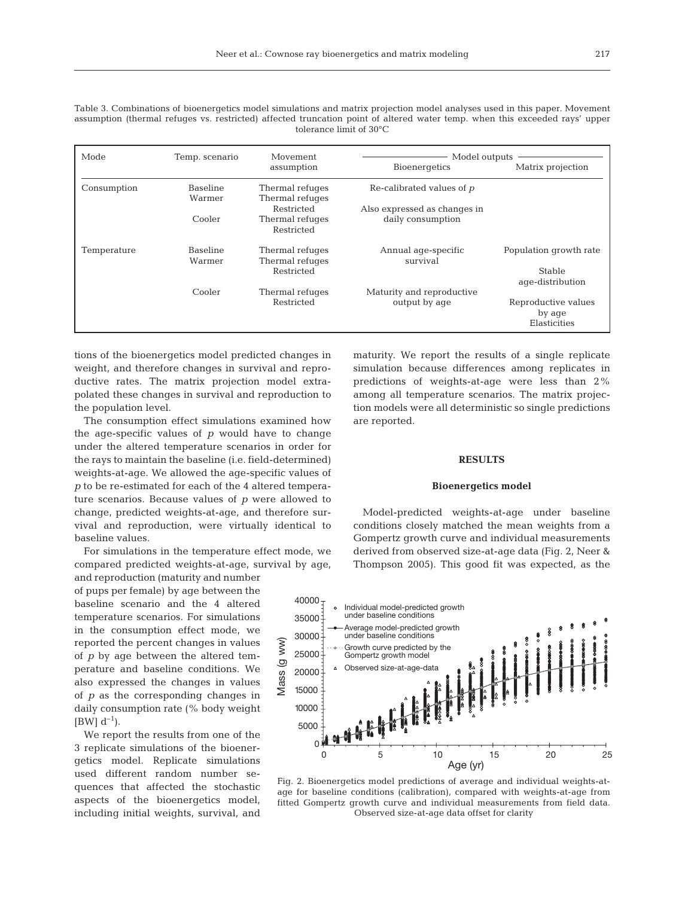Table 3. Combinations of bioenergetics model simulations and matrix projection model analyses used in this paper. Movement assumption (thermal refuges vs. restricted) affected truncation point of altered water temp. when this exceeded rays' upper tolerance limit of 30°C

| Mode | Temp. scenario | Movement assumption | Model outputs | |
|---|---|---|---|---|
| | | | Bioenergetics | Matrix projection |
| Consumption | Baseline | Thermal refuges | Re-calibrated values of *p* | |
| | Warmer | Thermal refuges | | |
| | | Restricted | Also expressed as changes in | |
| | Cooler | Thermal refuges | daily consumption | |
| | | Restricted | | |
| Temperature | Baseline | Thermal refuges | Annual age-specific | Population growth rate |
| | Warmer | Thermal refuges | survival | |
| | | Restricted | | Stable age-distribution |
| | Cooler | Thermal refuges | Maturity and reproductive | |
| | | Restricted | output by age | Reproductive values by age |
| | | | | Elasticities |

tions of the bioenergetics model predicted changes in weight, and therefore changes in survival and reproductive rates. The matrix projection model extrapolated these changes in survival and reproduction to the population level.

The consumption effect simulations examined how the age-specific values of *p* would have to change under the altered temperature scenarios in order for the rays to maintain the baseline (i.e. field-determined) weights-at-age. We allowed the age-specific values of *p* to be re-estimated for each of the 4 altered temperature scenarios. Because values of *p* were allowed to change, predicted weights-at-age, and therefore survival and reproduction, were virtually identical to baseline values.

For simulations in the temperature effect mode, we compared predicted weights-at-age, survival by age, and reproduction (maturity and number of pups per female) by age between the baseline scenario and the 4 altered temperature scenarios. For simulations in the consumption effect mode, we reported the percent changes in values of *p* by age between the altered temperature and baseline conditions. We also expressed the changes in values of *p* as the corresponding changes in daily consumption rate (% body weight [BW] $d^{-1}$).

We report the results from one of the 3 replicate simulations of the bioenergetics model. Replicate simulations used different random number sequences that affected the stochastic aspects of the bioenergetics model, including initial weights, survival, and maturity. We report the results of a single replicate simulation because differences among replicates in predictions of weights-at-age were less than 2% among all temperature scenarios. The matrix projection models were all deterministic so single predictions are reported.

## RESULTS

### Bioenergetics model

Model-predicted weights-at-age under baseline conditions closely matched the mean weights from a Gompertz growth curve and individual measurements derived from observed size-at-age data (Fig. 2, Neer & Thompson 2005). This good fit was expected, as the

Fig. 2. Bioenergetics model predictions of average and individual weights-at-age for baseline conditions (calibration), compared with weights-at-age from fitted Gompertz growth curve and individual measurements from field data. Observed size-at-age data offset for clarity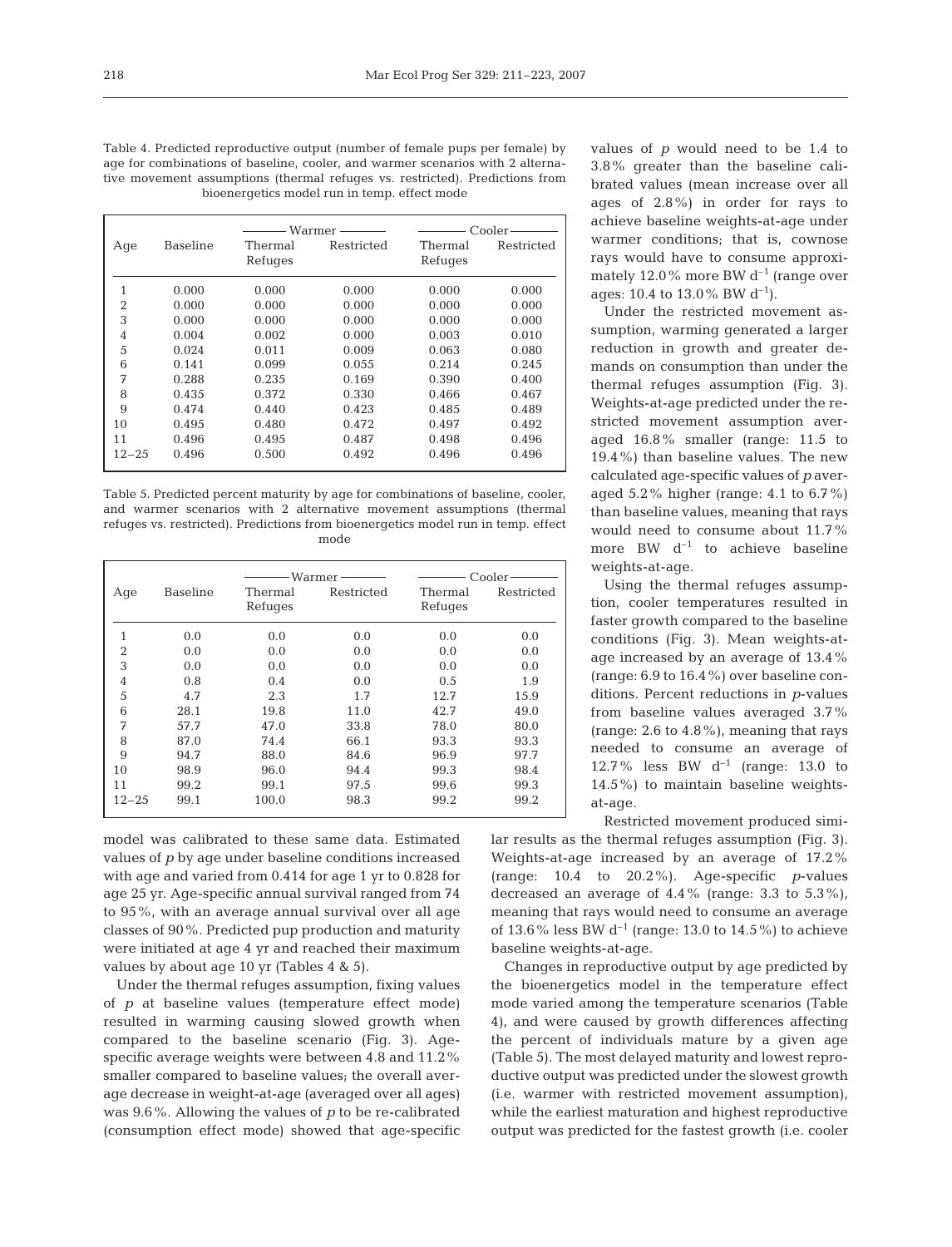Table 4. Predicted reproductive output (number of female pups per female) by age for combinations of baseline, cooler, and warmer scenarios with 2 alternative movement assumptions (thermal refuges vs. restricted). Predictions from bioenergetics model run in temp. effect mode

| Age | Baseline | Warmer | | Cooler | |
|---|---|---|---|---|---|
| | | Thermal Refuges | Restricted | Thermal Refuges | Restricted |
| 1 | 0.000 | 0.000 | 0.000 | 0.000 | 0.000 |
| 2 | 0.000 | 0.000 | 0.000 | 0.000 | 0.000 |
| 3 | 0.000 | 0.000 | 0.000 | 0.000 | 0.000 |
| 4 | 0.004 | 0.002 | 0.000 | 0.003 | 0.010 |
| 5 | 0.024 | 0.011 | 0.009 | 0.063 | 0.080 |
| 6 | 0.141 | 0.099 | 0.055 | 0.214 | 0.245 |
| 7 | 0.288 | 0.235 | 0.169 | 0.390 | 0.400 |
| 8 | 0.435 | 0.372 | 0.330 | 0.466 | 0.467 |
| 9 | 0.474 | 0.440 | 0.423 | 0.485 | 0.489 |
| 10 | 0.495 | 0.480 | 0.472 | 0.497 | 0.492 |
| 11 | 0.496 | 0.495 | 0.487 | 0.498 | 0.496 |
| 12–25 | 0.496 | 0.500 | 0.492 | 0.496 | 0.496 |

Table 5. Predicted percent maturity by age for combinations of baseline, cooler, and warmer scenarios with 2 alternative movement assumptions (thermal refuges vs. restricted). Predictions from bioenergetics model run in temp. effect mode

| Age | Baseline | Warmer | | Cooler | |
|---|---|---|---|---|---|
| | | Thermal Refuges | Restricted | Thermal Refuges | Restricted |
| 1 | 0.0 | 0.0 | 0.0 | 0.0 | 0.0 |
| 2 | 0.0 | 0.0 | 0.0 | 0.0 | 0.0 |
| 3 | 0.0 | 0.0 | 0.0 | 0.0 | 0.0 |
| 4 | 0.8 | 0.4 | 0.0 | 0.5 | 1.9 |
| 5 | 4.7 | 2.3 | 1.7 | 12.7 | 15.9 |
| 6 | 28.1 | 19.8 | 11.0 | 42.7 | 49.0 |
| 7 | 57.7 | 47.0 | 33.8 | 78.0 | 80.0 |
| 8 | 87.0 | 74.4 | 66.1 | 93.3 | 93.3 |
| 9 | 94.7 | 88.0 | 84.6 | 96.9 | 97.7 |
| 10 | 98.9 | 96.0 | 94.4 | 99.3 | 98.4 |
| 11 | 99.2 | 99.1 | 97.5 | 99.6 | 99.3 |
| 12–25 | 99.1 | 100.0 | 98.3 | 99.2 | 99.2 |

model was calibrated to these same data. Estimated values of $p$ by age under baseline conditions increased with age and varied from 0.414 for age 1 yr to 0.828 for age 25 yr. Age-specific annual survival ranged from 74 to 95%, with an average annual survival over all age classes of 90%. Predicted pup production and maturity were initiated at age 4 yr and reached their maximum values by about age 10 yr (Tables 4 & 5).

Under the thermal refuges assumption, fixing values of $p$ at baseline values (temperature effect mode) resulted in warming causing slowed growth when compared to the baseline scenario (Fig. 3). Age-specific average weights were between 4.8 and 11.2% smaller compared to baseline values; the overall average decrease in weight-at-age (averaged over all ages) was 9.6%. Allowing the values of $p$ to be re-calibrated (consumption effect mode) showed that age-specific values of $p$ would need to be 1.4 to 3.8% greater than the baseline calibrated values (mean increase over all ages of 2.8%) in order for rays to achieve baseline weights-at-age under warmer conditions; that is, cownose rays would have to consume approximately 12.0% more BW $d^{-1}$ (range over ages: 10.4 to 13.0% BW $d^{-1}$).

Under the restricted movement assumption, warming generated a larger reduction in growth and greater demands on consumption than under the thermal refuges assumption (Fig. 3). Weights-at-age predicted under the restricted movement assumption averaged 16.8% smaller (range: 11.5 to 19.4%) than baseline values. The new calculated age-specific values of $p$ averaged 5.2% higher (range: 4.1 to 6.7%) than baseline values, meaning that rays would need to consume about 11.7% more BW $d^{-1}$ to achieve baseline weights-at-age.

Using the thermal refuges assumption, cooler temperatures resulted in faster growth compared to the baseline conditions (Fig. 3). Mean weights-at-age increased by an average of 13.4% (range: 6.9 to 16.4%) over baseline conditions. Percent reductions in $p$-values from baseline values averaged 3.7% (range: 2.6 to 4.8%), meaning that rays needed to consume an average of 12.7% less BW $d^{-1}$ (range: 13.0 to 14.5%) to maintain baseline weights-at-age.

Restricted movement produced similar results as the thermal refuges assumption (Fig. 3). Weights-at-age increased by an average of 17.2% (range: 10.4 to 20.2%). Age-specific $p$-values decreased an average of 4.4% (range: 3.3 to 5.3%), meaning that rays would need to consume an average of 13.6% less BW $d^{-1}$ (range: 13.0 to 14.5%) to achieve baseline weights-at-age.

Changes in reproductive output by age predicted by the bioenergetics model in the temperature effect mode varied among the temperature scenarios (Table 4), and were caused by growth differences affecting the percent of individuals mature by a given age (Table 5). The most delayed maturity and lowest reproductive output was predicted under the slowest growth (i.e. warmer with restricted movement assumption), while the earliest maturation and highest reproductive output was predicted for the fastest growth (i.e. cooler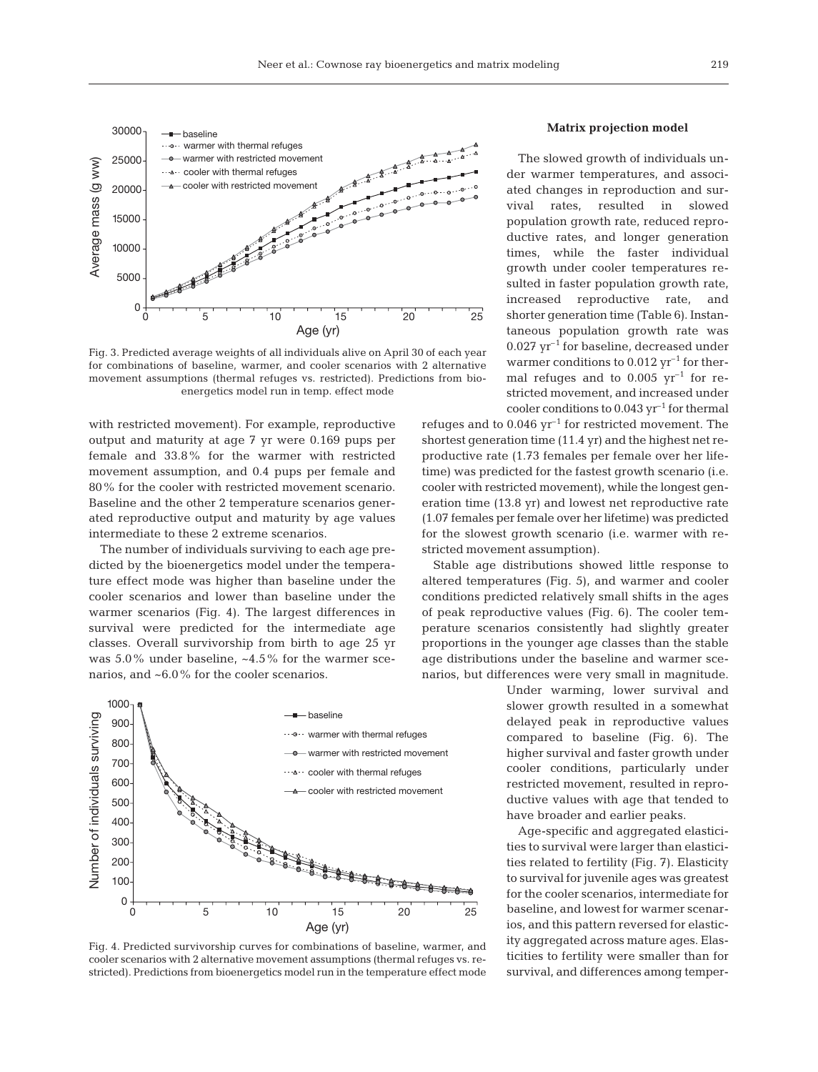Fig. 3. Predicted average weights of all individuals alive on April 30 of each year for combinations of baseline, warmer, and cooler scenarios with 2 alternative movement assumptions (thermal refuges vs. restricted). Predictions from bioenergetics model run in temp. effect mode

with restricted movement). For example, reproductive output and maturity at age 7 yr were 0.169 pups per female and 33.8% for the warmer with restricted movement assumption, and 0.4 pups per female and 80% for the cooler with restricted movement scenario. Baseline and the other 2 temperature scenarios generated reproductive output and maturity by age values intermediate to these 2 extreme scenarios.

The number of individuals surviving to each age predicted by the bioenergetics model under the temperature effect mode was higher than baseline under the cooler scenarios and lower than baseline under the warmer scenarios (Fig. 4). The largest differences in survival were predicted for the intermediate age classes. Overall survivorship from birth to age 25 yr was 5.0% under baseline, ~4.5% for the warmer scenarios, and ~6.0% for the cooler scenarios.

Fig. 4. Predicted survivorship curves for combinations of baseline, warmer, and cooler scenarios with 2 alternative movement assumptions (thermal refuges vs. restricted). Predictions from bioenergetics model run in the temperature effect mode

**Matrix projection model**

The slowed growth of individuals under warmer temperatures, and associated changes in reproduction and survival rates, resulted in slowed population growth rate, reduced reproductive rates, and longer generation times, while the faster individual growth under cooler temperatures resulted in faster population growth rate, increased reproductive rate, and shorter generation time (Table 6). Instantaneous population growth rate was $0.027\ \text{yr}^{-1}$ for baseline, decreased under warmer conditions to $0.012\ \text{yr}^{-1}$ for thermal refuges and to $0.005\ \text{yr}^{-1}$ for restricted movement, and increased under cooler conditions to $0.043\ \text{yr}^{-1}$ for thermal refuges and to $0.046\ \text{yr}^{-1}$ for restricted movement. The shortest generation time (11.4 yr) and the highest net reproductive rate (1.73 females per female over her lifetime) was predicted for the fastest growth scenario (i.e. cooler with restricted movement), while the longest generation time (13.8 yr) and lowest net reproductive rate (1.07 females per female over her lifetime) was predicted for the slowest growth scenario (i.e. warmer with restricted movement assumption).

Stable age distributions showed little response to altered temperatures (Fig. 5), and warmer and cooler conditions predicted relatively small shifts in the ages of peak reproductive values (Fig. 6). The cooler temperature scenarios consistently had slightly greater proportions in the younger age classes than the stable age distributions under the baseline and warmer scenarios, but differences were very small in magnitude. Under warming, lower survival and slower growth resulted in a somewhat delayed peak in reproductive values compared to baseline (Fig. 6). The higher survival and faster growth under cooler conditions, particularly under restricted movement, resulted in reproductive values with age that tended to have broader and earlier peaks.

Age-specific and aggregated elasticities to survival were larger than elasticities related to fertility (Fig. 7). Elasticity to survival for juvenile ages was greatest for the cooler scenarios, intermediate for baseline, and lowest for warmer scenarios, and this pattern reversed for elasticity aggregated across mature ages. Elasticities to fertility were smaller than for survival, and differences among temper-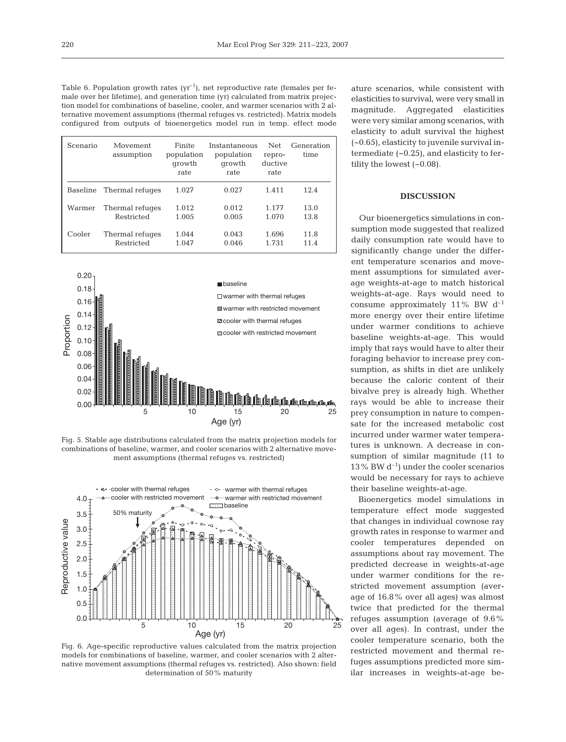Table 6. Population growth rates ($yr^{-1}$), net reproductive rate (females per female over her lifetime), and generation time (yr) calculated from matrix projection model for combinations of baseline, cooler, and warmer scenarios with 2 alternative movement assumptions (thermal refuges vs. restricted). Matrix models configured from outputs of bioenergetics model run in temp. effect mode

| Scenario | Movement assumption | Finite population growth rate | Instantaneous population growth rate | Net reproductive rate | Generation time |
|---|---|---|---|---|---|
| Baseline | Thermal refuges | 1.027 | 0.027 | 1.411 | 12.4 |
| Warmer | Thermal refuges | 1.012 | 0.012 | 1.177 | 13.0 |
| | Restricted | 1.005 | 0.005 | 1.070 | 13.8 |
| Cooler | Thermal refuges | 1.044 | 0.043 | 1.696 | 11.8 |
| | Restricted | 1.047 | 0.046 | 1.731 | 11.4 |

Fig. 5. Stable age distributions calculated from the matrix projection models for combinations of baseline, warmer, and cooler scenarios with 2 alternative movement assumptions (thermal refuges vs. restricted)

Fig. 6. Age-specific reproductive values calculated from the matrix projection models for combinations of baseline, warmer, and cooler scenarios with 2 alternative movement assumptions (thermal refuges vs. restricted). Also shown: field determination of 50% maturity

ature scenarios, while consistent with elasticities to survival, were very small in magnitude. Aggregated elasticities were very similar among scenarios, with elasticity to adult survival the highest (~0.65), elasticity to juvenile survival intermediate (~0.25), and elasticity to fertility the lowest (~0.08).

## DISCUSSION

Our bioenergetics simulations in consumption mode suggested that realized daily consumption rate would have to significantly change under the different temperature scenarios and movement assumptions for simulated average weights-at-age to match historical weights-at-age. Rays would need to consume approximately 11% BW $d^{-1}$ more energy over their entire lifetime under warmer conditions to achieve baseline weights-at-age. This would imply that rays would have to alter their foraging behavior to increase prey consumption, as shifts in diet are unlikely because the caloric content of their bivalve prey is already high. Whether rays would be able to increase their prey consumption in nature to compensate for the increased metabolic cost incurred under warmer water temperatures is unknown. A decrease in consumption of similar magnitude (11 to 13% BW $d^{-1}$) under the cooler scenarios would be necessary for rays to achieve their baseline weights-at-age.

Bioenergetics model simulations in temperature effect mode suggested that changes in individual cownose ray growth rates in response to warmer and cooler temperatures depended on assumptions about ray movement. The predicted decrease in weights-at-age under warmer conditions for the restricted movement assumption (average of 16.8% over all ages) was almost twice that predicted for the thermal refuges assumption (average of 9.6% over all ages). In contrast, under the cooler temperature scenario, both the restricted movement and thermal refuges assumptions predicted more similar increases in weights-at-age be-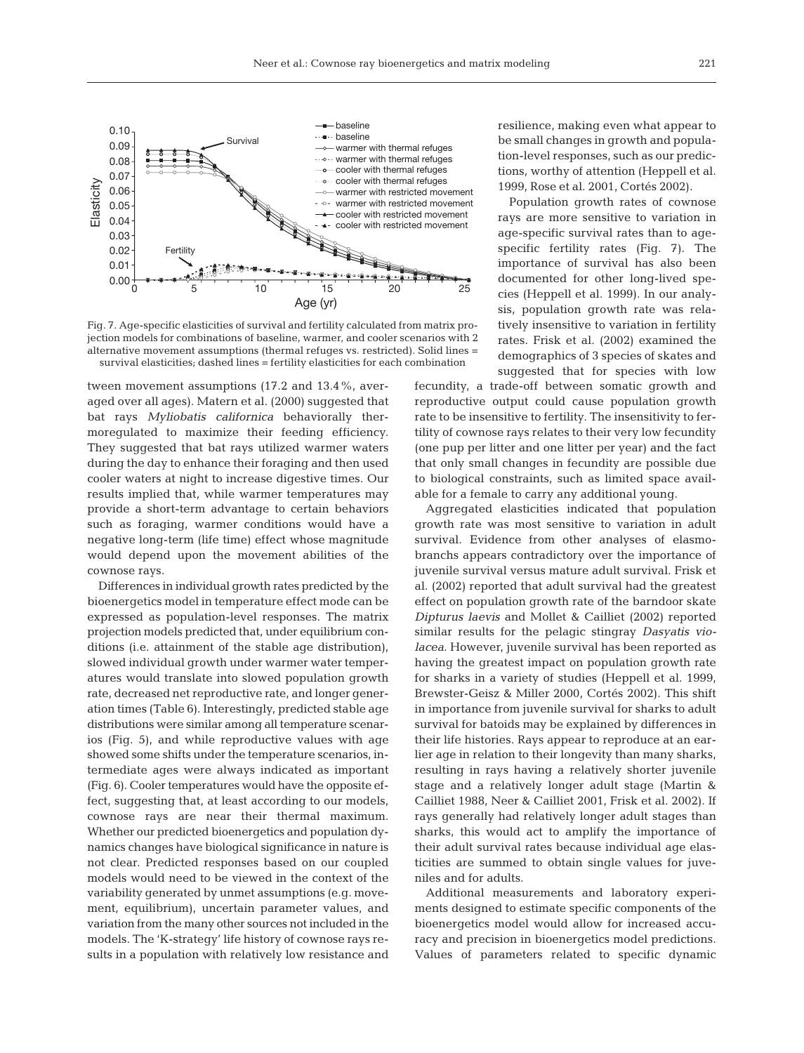Fig. 7. Age-specific elasticities of survival and fertility calculated from matrix projection models for combinations of baseline, warmer, and cooler scenarios with 2 alternative movement assumptions (thermal refuges vs. restricted). Solid lines = survival elasticities; dashed lines = fertility elasticities for each combination

tween movement assumptions (17.2 and 13.4%, averaged over all ages). Matern et al. (2000) suggested that bat rays *Myliobatis californica* behaviorally thermoregulated to maximize their feeding efficiency. They suggested that bat rays utilized warmer waters during the day to enhance their foraging and then used cooler waters at night to increase digestive times. Our results implied that, while warmer temperatures may provide a short-term advantage to certain behaviors such as foraging, warmer conditions would have a negative long-term (life time) effect whose magnitude would depend upon the movement abilities of the cownose rays.

Differences in individual growth rates predicted by the bioenergetics model in temperature effect mode can be expressed as population-level responses. The matrix projection models predicted that, under equilibrium conditions (i.e. attainment of the stable age distribution), slowed individual growth under warmer water temperatures would translate into slowed population growth rate, decreased net reproductive rate, and longer generation times (Table 6). Interestingly, predicted stable age distributions were similar among all temperature scenarios (Fig. 5), and while reproductive values with age showed some shifts under the temperature scenarios, intermediate ages were always indicated as important (Fig. 6). Cooler temperatures would have the opposite effect, suggesting that, at least according to our models, cownose rays are near their thermal maximum. Whether our predicted bioenergetics and population dynamics changes have biological significance in nature is not clear. Predicted responses based on our coupled models would need to be viewed in the context of the variability generated by unmet assumptions (e.g. movement, equilibrium), uncertain parameter values, and variation from the many other sources not included in the models. The 'K-strategy' life history of cownose rays results in a population with relatively low resistance and resilience, making even what appear to be small changes in growth and population-level responses, such as our predictions, worthy of attention (Heppell et al. 1999, Rose et al. 2001, Cortés 2002).

Population growth rates of cownose rays are more sensitive to variation in age-specific survival rates than to age-specific fertility rates (Fig. 7). The importance of survival has also been documented for other long-lived species (Heppell et al. 1999). In our analysis, population growth rate was relatively insensitive to variation in fertility rates. Frisk et al. (2002) examined the demographics of 3 species of skates and suggested that for species with low fecundity, a trade-off between somatic growth and reproductive output could cause population growth rate to be insensitive to fertility. The insensitivity to fertility of cownose rays relates to their very low fecundity (one pup per litter and one litter per year) and the fact that only small changes in fecundity are possible due to biological constraints, such as limited space available for a female to carry any additional young.

Aggregated elasticities indicated that population growth rate was most sensitive to variation in adult survival. Evidence from other analyses of elasmobranchs appears contradictory over the importance of juvenile survival versus mature adult survival. Frisk et al. (2002) reported that adult survival had the greatest effect on population growth rate of the barndoor skate *Dipturus laevis* and Mollet & Cailliet (2002) reported similar results for the pelagic stingray *Dasyatis violacea*. However, juvenile survival has been reported as having the greatest impact on population growth rate for sharks in a variety of studies (Heppell et al. 1999, Brewster-Geisz & Miller 2000, Cortés 2002). This shift in importance from juvenile survival for sharks to adult survival for batoids may be explained by differences in their life histories. Rays appear to reproduce at an earlier age in relation to their longevity than many sharks, resulting in rays having a relatively shorter juvenile stage and a relatively longer adult stage (Martin & Cailliet 1988, Neer & Cailliet 2001, Frisk et al. 2002). If rays generally had relatively longer adult stages than sharks, this would act to amplify the importance of their adult survival rates because individual age elasticities are summed to obtain single values for juveniles and for adults.

Additional measurements and laboratory experiments designed to estimate specific components of the bioenergetics model would allow for increased accuracy and precision in bioenergetics model predictions. Values of parameters related to specific dynamic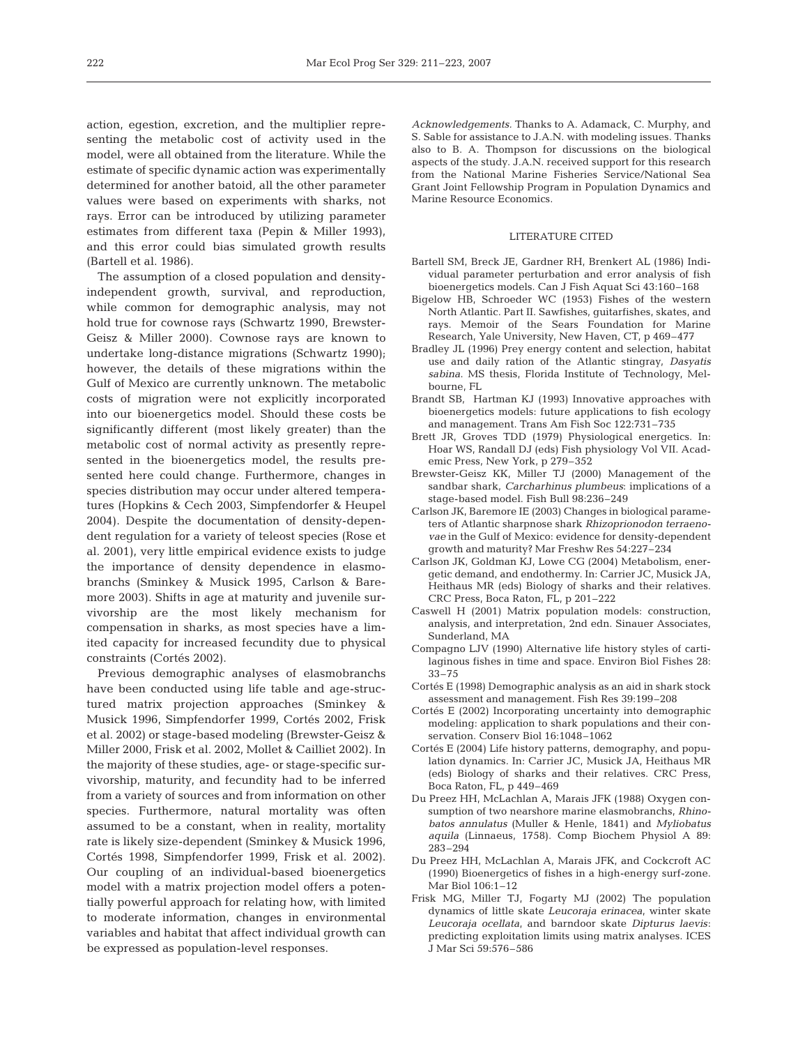action, egestion, excretion, and the multiplier representing the metabolic cost of activity used in the model, were all obtained from the literature. While the estimate of specific dynamic action was experimentally determined for another batoid, all the other parameter values were based on experiments with sharks, not rays. Error can be introduced by utilizing parameter estimates from different taxa (Pepin & Miller 1993), and this error could bias simulated growth results (Bartell et al. 1986).

The assumption of a closed population and density-independent growth, survival, and reproduction, while common for demographic analysis, may not hold true for cownose rays (Schwartz 1990, Brewster-Geisz & Miller 2000). Cownose rays are known to undertake long-distance migrations (Schwartz 1990); however, the details of these migrations within the Gulf of Mexico are currently unknown. The metabolic costs of migration were not explicitly incorporated into our bioenergetics model. Should these costs be significantly different (most likely greater) than the metabolic cost of normal activity as presently represented in the bioenergetics model, the results presented here could change. Furthermore, changes in species distribution may occur under altered temperatures (Hopkins & Cech 2003, Simpfendorfer & Heupel 2004). Despite the documentation of density-dependent regulation for a variety of teleost species (Rose et al. 2001), very little empirical evidence exists to judge the importance of density dependence in elasmobranchs (Sminkey & Musick 1995, Carlson & Baremore 2003). Shifts in age at maturity and juvenile survivorship are the most likely mechanism for compensation in sharks, as most species have a limited capacity for increased fecundity due to physical constraints (Cortés 2002).

Previous demographic analyses of elasmobranchs have been conducted using life table and age-structured matrix projection approaches (Sminkey & Musick 1996, Simpfendorfer 1999, Cortés 2002, Frisk et al. 2002) or stage-based modeling (Brewster-Geisz & Miller 2000, Frisk et al. 2002, Mollet & Cailliet 2002). In the majority of these studies, age- or stage-specific survivorship, maturity, and fecundity had to be inferred from a variety of sources and from information on other species. Furthermore, natural mortality was often assumed to be a constant, when in reality, mortality rate is likely size-dependent (Sminkey & Musick 1996, Cortés 1998, Simpfendorfer 1999, Frisk et al. 2002). Our coupling of an individual-based bioenergetics model with a matrix projection model offers a potentially powerful approach for relating how, with limited to moderate information, changes in environmental variables and habitat that affect individual growth can be expressed as population-level responses.

*Acknowledgements.* Thanks to A. Adamack, C. Murphy, and S. Sable for assistance to J.A.N. with modeling issues. Thanks also to B. A. Thompson for discussions on the biological aspects of the study. J.A.N. received support for this research from the National Marine Fisheries Service/National Sea Grant Joint Fellowship Program in Population Dynamics and Marine Resource Economics.

## LITERATURE CITED

Bartell SM, Breck JE, Gardner RH, Brenkert AL (1986) Individual parameter perturbation and error analysis of fish bioenergetics models. Can J Fish Aquat Sci 43:160–168

Bigelow HB, Schroeder WC (1953) Fishes of the western North Atlantic. Part II. Sawfishes, guitarfishes, skates, and rays. Memoir of the Sears Foundation for Marine Research, Yale University, New Haven, CT, p 469–477

Bradley JL (1996) Prey energy content and selection, habitat use and daily ration of the Atlantic stingray, *Dasyatis sabina*. MS thesis, Florida Institute of Technology, Melbourne, FL

Brandt SB, Hartman KJ (1993) Innovative approaches with bioenergetics models: future applications to fish ecology and management. Trans Am Fish Soc 122:731–735

Brett JR, Groves TDD (1979) Physiological energetics. In: Hoar WS, Randall DJ (eds) Fish physiology Vol VII. Academic Press, New York, p 279–352

Brewster-Geisz KK, Miller TJ (2000) Management of the sandbar shark, *Carcharhinus plumbeus*: implications of a stage-based model. Fish Bull 98:236–249

Carlson JK, Baremore IE (2003) Changes in biological parameters of Atlantic sharpnose shark *Rhizoprionodon terraenovae* in the Gulf of Mexico: evidence for density-dependent growth and maturity? Mar Freshw Res 54:227–234

Carlson JK, Goldman KJ, Lowe CG (2004) Metabolism, energetic demand, and endothermy. In: Carrier JC, Musick JA, Heithaus MR (eds) Biology of sharks and their relatives. CRC Press, Boca Raton, FL, p 201–222

Caswell H (2001) Matrix population models: construction, analysis, and interpretation, 2nd edn. Sinauer Associates, Sunderland, MA

Compagno LJV (1990) Alternative life history styles of cartilaginous fishes in time and space. Environ Biol Fishes 28: 33–75

Cortés E (1998) Demographic analysis as an aid in shark stock assessment and management. Fish Res 39:199–208

Cortés E (2002) Incorporating uncertainty into demographic modeling: application to shark populations and their conservation. Conserv Biol 16:1048–1062

Cortés E (2004) Life history patterns, demography, and population dynamics. In: Carrier JC, Musick JA, Heithaus MR (eds) Biology of sharks and their relatives. CRC Press, Boca Raton, FL, p 449–469

Du Preez HH, McLachlan A, Marais JFK (1988) Oxygen consumption of two nearshore marine elasmobranchs, *Rhinobatos annulatus* (Muller & Henle, 1841) and *Myliobatus aquila* (Linnaeus, 1758). Comp Biochem Physiol A 89: 283–294

Du Preez HH, McLachlan A, Marais JFK, and Cockcroft AC (1990) Bioenergetics of fishes in a high-energy surf-zone. Mar Biol 106:1–12

Frisk MG, Miller TJ, Fogarty MJ (2002) The population dynamics of little skate *Leucoraja erinacea*, winter skate *Leucoraja ocellata*, and barndoor skate *Dipturus laevis*: predicting exploitation limits using matrix analyses. ICES J Mar Sci 59:576–586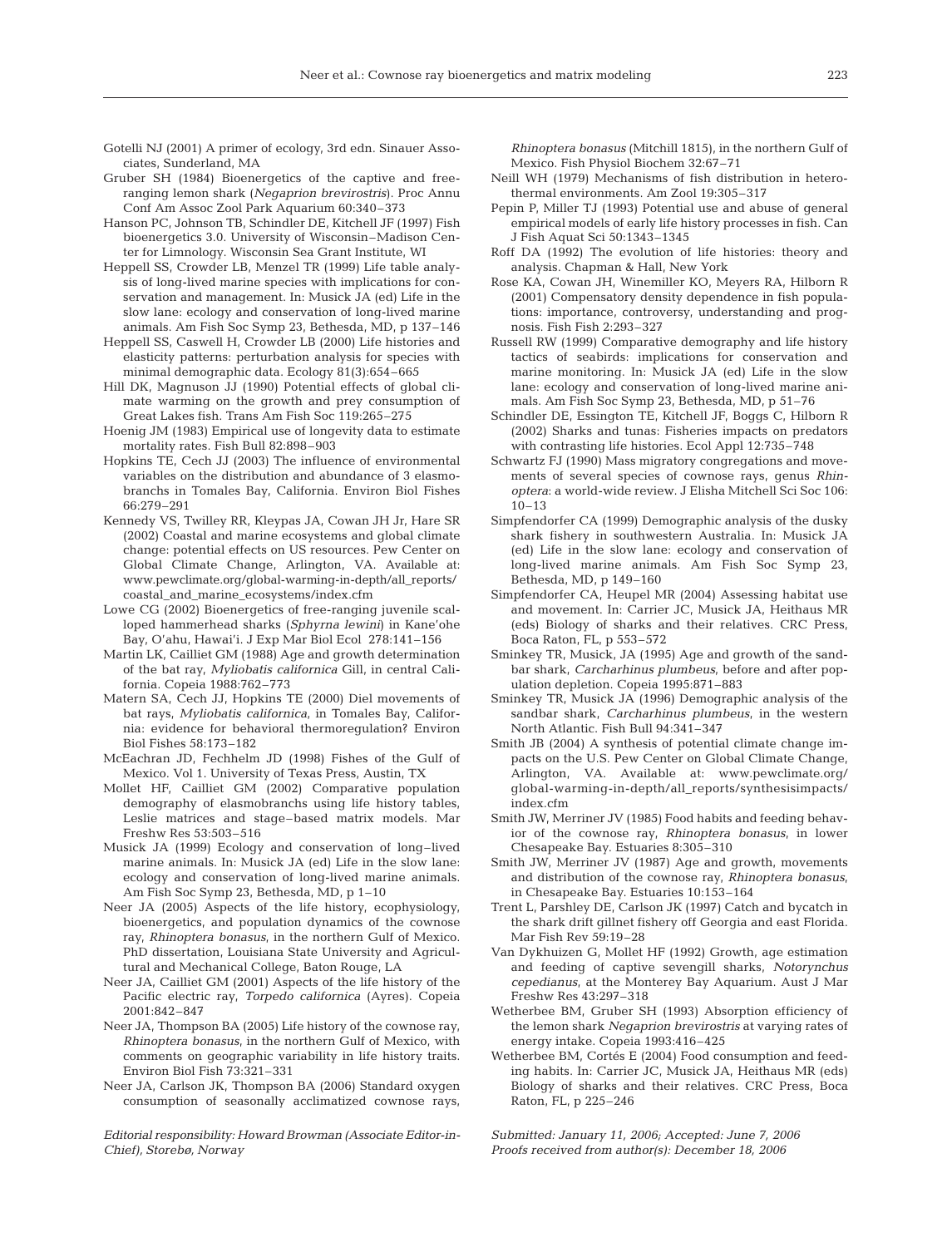Gotelli NJ (2001) A primer of ecology, 3rd edn. Sinauer Associates, Sunderland, MA

Gruber SH (1984) Bioenergetics of the captive and free-ranging lemon shark (*Negaprion brevirostris*). Proc Annu Conf Am Assoc Zool Park Aquarium 60:340–373

Hanson PC, Johnson TB, Schindler DE, Kitchell JF (1997) Fish bioenergetics 3.0. University of Wisconsin–Madison Center for Limnology. Wisconsin Sea Grant Institute, WI

Heppell SS, Crowder LB, Menzel TR (1999) Life table analysis of long-lived marine species with implications for conservation and management. In: Musick JA (ed) Life in the slow lane: ecology and conservation of long-lived marine animals. Am Fish Soc Symp 23, Bethesda, MD, p 137–146

Heppell SS, Caswell H, Crowder LB (2000) Life histories and elasticity patterns: perturbation analysis for species with minimal demographic data. Ecology 81(3):654–665

Hill DK, Magnuson JJ (1990) Potential effects of global climate warming on the growth and prey consumption of Great Lakes fish. Trans Am Fish Soc 119:265–275

Hoenig JM (1983) Empirical use of longevity data to estimate mortality rates. Fish Bull 82:898–903

Hopkins TE, Cech JJ (2003) The influence of environmental variables on the distribution and abundance of 3 elasmobranchs in Tomales Bay, California. Environ Biol Fishes 66:279–291

Kennedy VS, Twilley RR, Kleypas JA, Cowan JH Jr, Hare SR (2002) Coastal and marine ecosystems and global climate change: potential effects on US resources. Pew Center on Global Climate Change, Arlington, VA. Available at: www.pewclimate.org/global-warming-in-depth/all_reports/coastal_and_marine_ecosystems/index.cfm

Lowe CG (2002) Bioenergetics of free-ranging juvenile scalloped hammerhead sharks (*Sphyrna lewini*) in Kane'ohe Bay, O'ahu, Hawai'i. J Exp Mar Biol Ecol 278:141–156

Martin LK, Cailliet GM (1988) Age and growth determination of the bat ray, *Myliobatis californica* Gill, in central California. Copeia 1988:762–773

Matern SA, Cech JJ, Hopkins TE (2000) Diel movements of bat rays, *Myliobatis californica*, in Tomales Bay, California: evidence for behavioral thermoregulation? Environ Biol Fishes 58:173–182

McEachran JD, Fechhelm JD (1998) Fishes of the Gulf of Mexico. Vol 1. University of Texas Press, Austin, TX

Mollet HF, Cailliet GM (2002) Comparative population demography of elasmobranchs using life history tables, Leslie matrices and stage–based matrix models. Mar Freshw Res 53:503–516

Musick JA (1999) Ecology and conservation of long–lived marine animals. In: Musick JA (ed) Life in the slow lane: ecology and conservation of long-lived marine animals. Am Fish Soc Symp 23, Bethesda, MD, p 1–10

Neer JA (2005) Aspects of the life history, ecophysiology, bioenergetics, and population dynamics of the cownose ray, *Rhinoptera bonasus*, in the northern Gulf of Mexico. PhD dissertation, Louisiana State University and Agricultural and Mechanical College, Baton Rouge, LA

Neer JA, Cailliet GM (2001) Aspects of the life history of the Pacific electric ray, *Torpedo californica* (Ayres). Copeia 2001:842–847

Neer JA, Thompson BA (2005) Life history of the cownose ray, *Rhinoptera bonasus*, in the northern Gulf of Mexico, with comments on geographic variability in life history traits. Environ Biol Fish 73:321–331

Neer JA, Carlson JK, Thompson BA (2006) Standard oxygen consumption of seasonally acclimatized cownose rays, *Rhinoptera bonasus* (Mitchill 1815), in the northern Gulf of Mexico. Fish Physiol Biochem 32:67–71

Neill WH (1979) Mechanisms of fish distribution in heterothermal environments. Am Zool 19:305–317

Pepin P, Miller TJ (1993) Potential use and abuse of general empirical models of early life history processes in fish. Can J Fish Aquat Sci 50:1343–1345

Roff DA (1992) The evolution of life histories: theory and analysis. Chapman & Hall, New York

Rose KA, Cowan JH, Winemiller KO, Meyers RA, Hilborn R (2001) Compensatory density dependence in fish populations: importance, controversy, understanding and prognosis. Fish Fish 2:293–327

Russell RW (1999) Comparative demography and life history tactics of seabirds: implications for conservation and marine monitoring. In: Musick JA (ed) Life in the slow lane: ecology and conservation of long-lived marine animals. Am Fish Soc Symp 23, Bethesda, MD, p 51–76

Schindler DE, Essington TE, Kitchell JF, Boggs C, Hilborn R (2002) Sharks and tunas: Fisheries impacts on predators with contrasting life histories. Ecol Appl 12:735–748

Schwartz FJ (1990) Mass migratory congregations and movements of several species of cownose rays, genus *Rhinoptera*: a world-wide review. J Elisha Mitchell Sci Soc 106: 10–13

Simpfendorfer CA (1999) Demographic analysis of the dusky shark fishery in southwestern Australia. In: Musick JA (ed) Life in the slow lane: ecology and conservation of long-lived marine animals. Am Fish Soc Symp 23, Bethesda, MD, p 149–160

Simpfendorfer CA, Heupel MR (2004) Assessing habitat use and movement. In: Carrier JC, Musick JA, Heithaus MR (eds) Biology of sharks and their relatives. CRC Press, Boca Raton, FL, p 553–572

Sminkey TR, Musick, JA (1995) Age and growth of the sandbar shark, *Carcharhinus plumbeus*, before and after population depletion. Copeia 1995:871–883

Sminkey TR, Musick JA (1996) Demographic analysis of the sandbar shark, *Carcharhinus plumbeus*, in the western North Atlantic. Fish Bull 94:341–347

Smith JB (2004) A synthesis of potential climate change impacts on the U.S. Pew Center on Global Climate Change, Arlington, VA. Available at: www.pewclimate.org/global-warming-in-depth/all_reports/synthesisimpacts/index.cfm

Smith JW, Merriner JV (1985) Food habits and feeding behavior of the cownose ray, *Rhinoptera bonasus*, in lower Chesapeake Bay. Estuaries 8:305–310

Smith JW, Merriner JV (1987) Age and growth, movements and distribution of the cownose ray, *Rhinoptera bonasus*, in Chesapeake Bay. Estuaries 10:153–164

Trent L, Parshley DE, Carlson JK (1997) Catch and bycatch in the shark drift gillnet fishery off Georgia and east Florida. Mar Fish Rev 59:19–28

Van Dykhuizen G, Mollet HF (1992) Growth, age estimation and feeding of captive sevengill sharks, *Notorynchus cepedianus*, at the Monterey Bay Aquarium. Aust J Mar Freshw Res 43:297–318

Wetherbee BM, Gruber SH (1993) Absorption efficiency of the lemon shark *Negaprion brevirostris* at varying rates of energy intake. Copeia 1993:416–425

Wetherbee BM, Cortés E (2004) Food consumption and feeding habits. In: Carrier JC, Musick JA, Heithaus MR (eds) Biology of sharks and their relatives. CRC Press, Boca Raton, FL, p 225–246

*Editorial responsibility: Howard Browman (Associate Editor-in-Chief), Storebø, Norway*

*Submitted: January 11, 2006; Accepted: June 7, 2006*
*Proofs received from author(s): December 18, 2006*